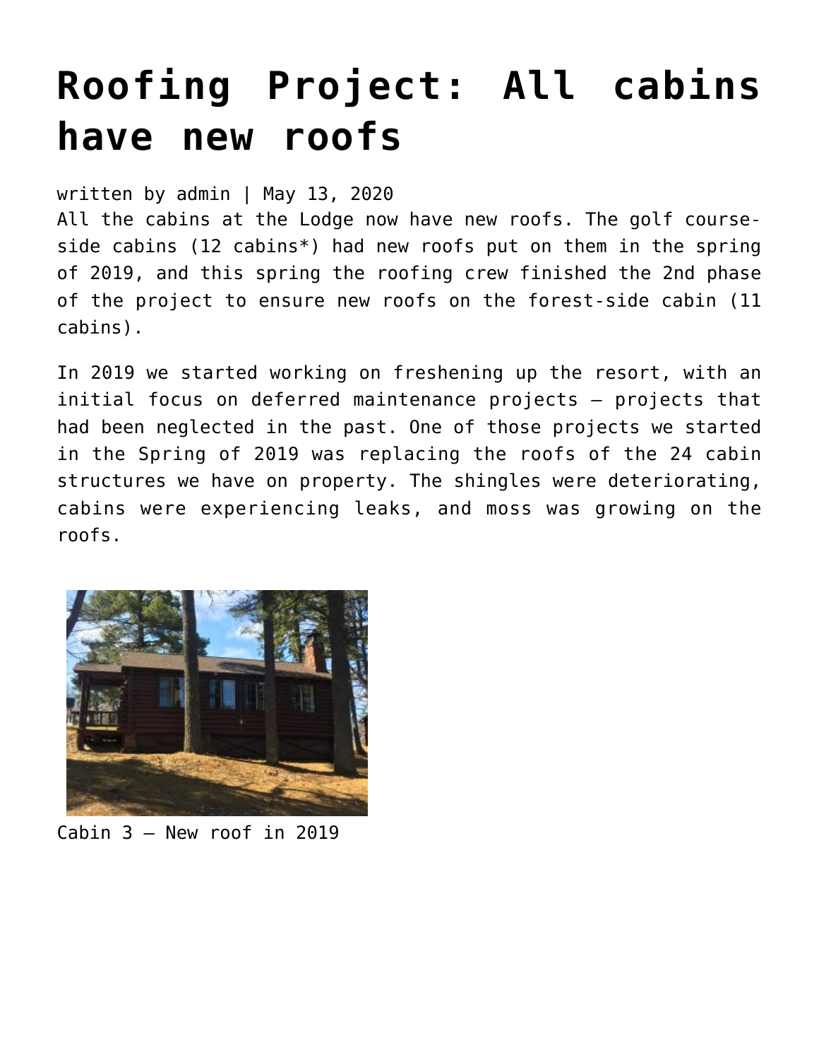# Roofing Project: All cabins have new roofs

written by admin | May 13, 2020

All the cabins at the Lodge now have new roofs. The golf course-side cabins (12 cabins*) had new roofs put on them in the spring of 2019, and this spring the roofing crew finished the 2nd phase of the project to ensure new roofs on the forest-side cabin (11 cabins).

In 2019 we started working on freshening up the resort, with an initial focus on deferred maintenance projects – projects that had been neglected in the past. One of those projects we started in the Spring of 2019 was replacing the roofs of the 24 cabin structures we have on property. The shingles were deteriorating, cabins were experiencing leaks, and moss was growing on the roofs.

Cabin 3 – New roof in 2019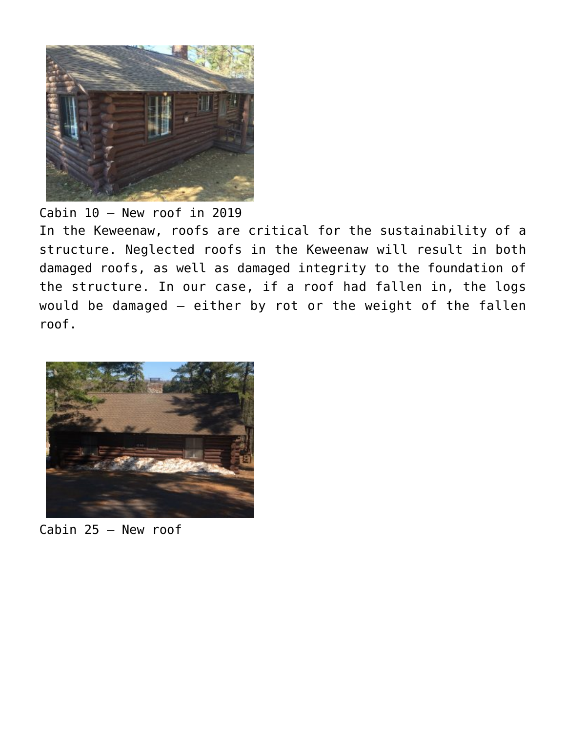Cabin 10 – New roof in 2019

In the Keweenaw, roofs are critical for the sustainability of a structure. Neglected roofs in the Keweenaw will result in both damaged roofs, as well as damaged integrity to the foundation of the structure. In our case, if a roof had fallen in, the logs would be damaged – either by rot or the weight of the fallen roof.

Cabin 25 – New roof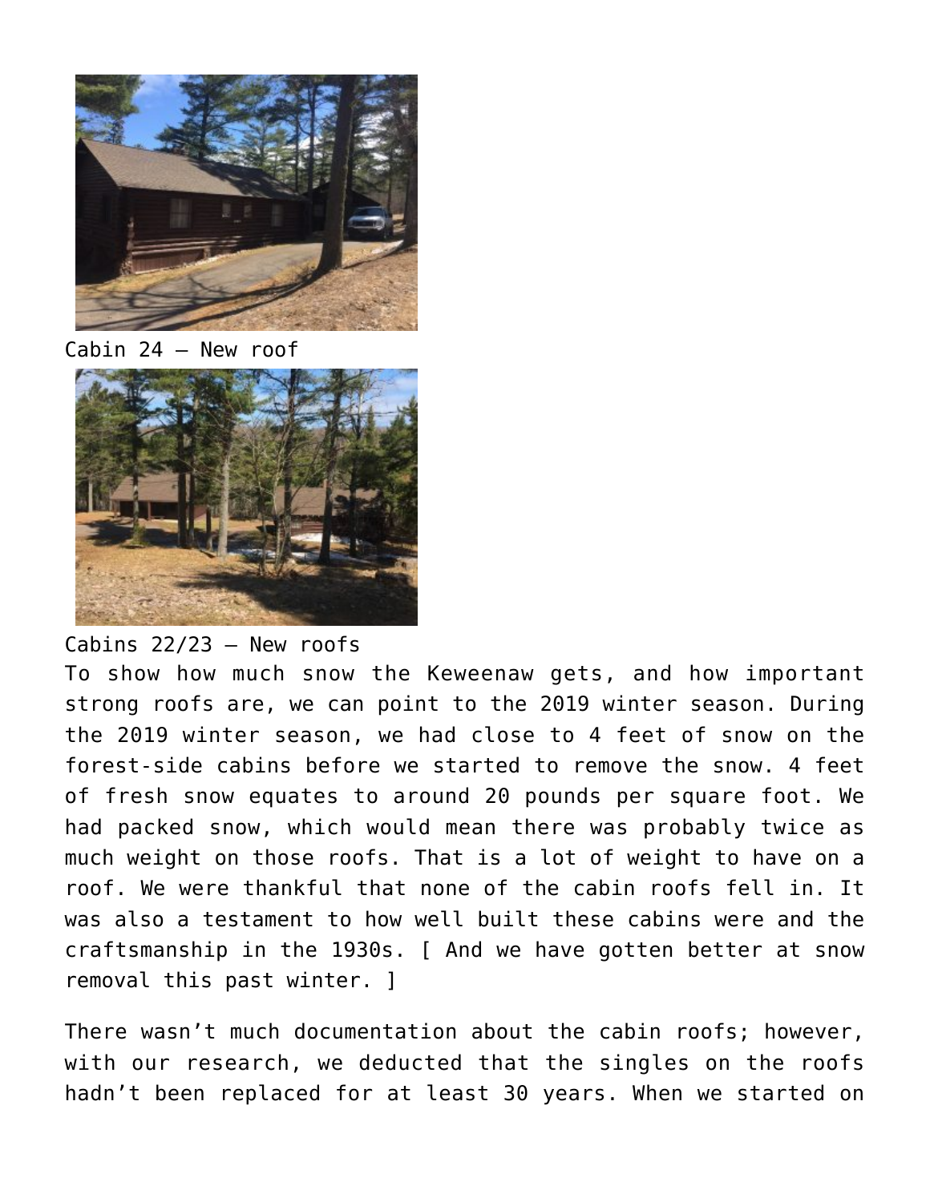Cabin 24 – New roof

Cabins 22/23 – New roofs

To show how much snow the Keweenaw gets, and how important strong roofs are, we can point to the 2019 winter season. During the 2019 winter season, we had close to 4 feet of snow on the forest-side cabins before we started to remove the snow. 4 feet of fresh snow equates to around 20 pounds per square foot. We had packed snow, which would mean there was probably twice as much weight on those roofs. That is a lot of weight to have on a roof. We were thankful that none of the cabin roofs fell in. It was also a testament to how well built these cabins were and the craftsmanship in the 1930s. [ And we have gotten better at snow removal this past winter. ]

There wasn't much documentation about the cabin roofs; however, with our research, we deducted that the singles on the roofs hadn't been replaced for at least 30 years. When we started on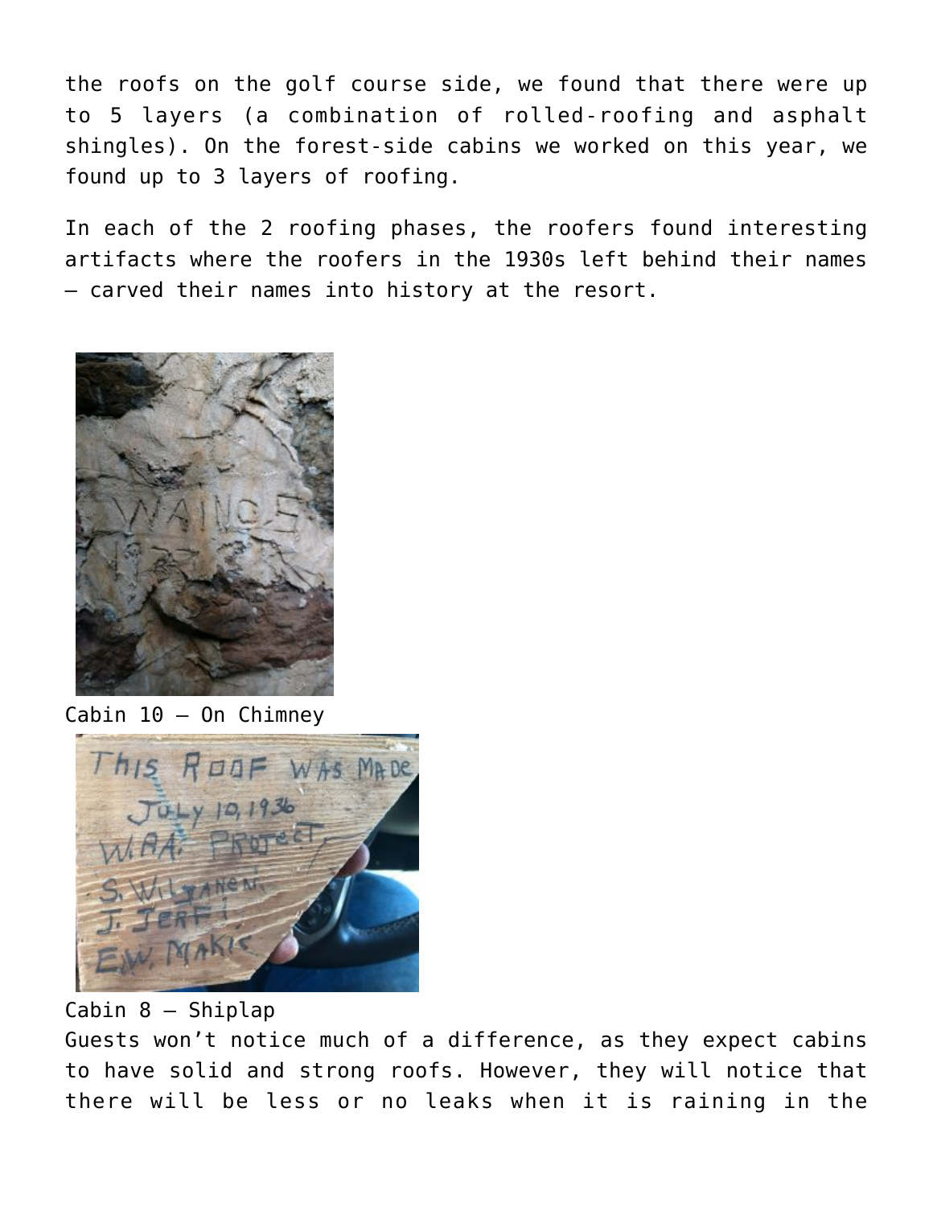the roofs on the golf course side, we found that there were up to 5 layers (a combination of rolled-roofing and asphalt shingles). On the forest-side cabins we worked on this year, we found up to 3 layers of roofing.

In each of the 2 roofing phases, the roofers found interesting artifacts where the roofers in the 1930s left behind their names – carved their names into history at the resort.

Cabin 10 – On Chimney

Cabin 8 – Shiplap

Guests won't notice much of a difference, as they expect cabins to have solid and strong roofs. However, they will notice that there will be less or no leaks when it is raining in the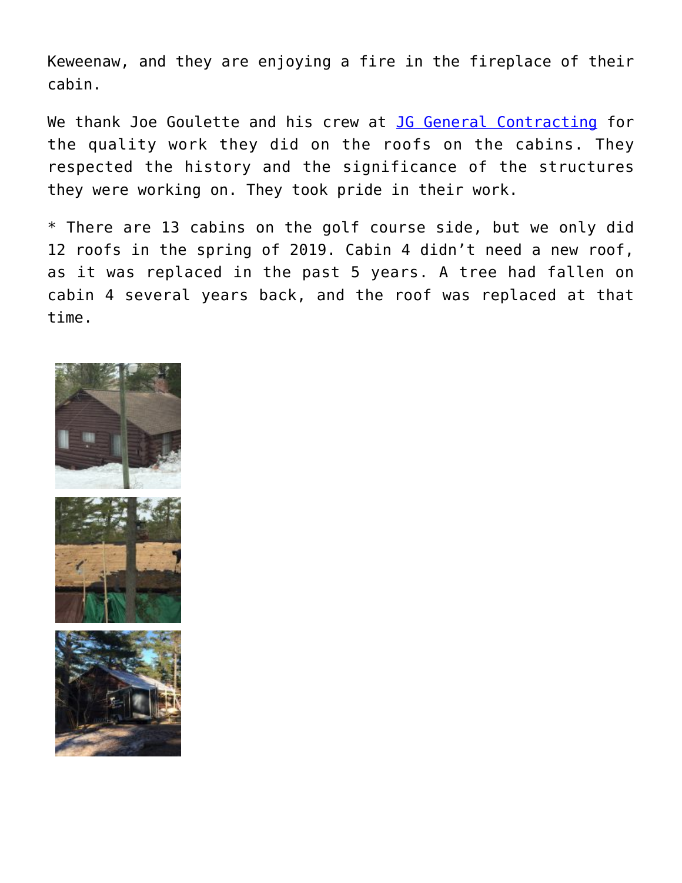Keweenaw, and they are enjoying a fire in the fireplace of their cabin.

We thank Joe Goulette and his crew at [JG General Contracting] for the quality work they did on the roofs on the cabins. They respected the history and the significance of the structures they were working on. They took pride in their work.

* There are 13 cabins on the golf course side, but we only did 12 roofs in the spring of 2019. Cabin 4 didn't need a new roof, as it was replaced in the past 5 years. A tree had fallen on cabin 4 several years back, and the roof was replaced at that time.